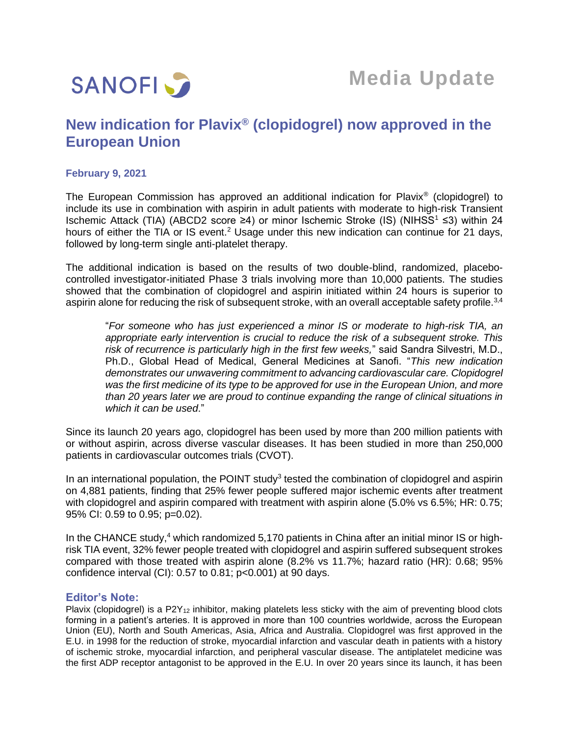SANOFI

Media Update

# New indication for Plavix® (clopidogrel) now approved in the European Union

**February 9, 2021**

The European Commission has approved an additional indication for Plavix® (clopidogrel) to include its use in combination with aspirin in adult patients with moderate to high-risk Transient Ischemic Attack (TIA) (ABCD2 score ≥4) or minor Ischemic Stroke (IS) (NIHSS[1] ≤3) within 24 hours of either the TIA or IS event.[2] Usage under this new indication can continue for 21 days, followed by long-term single anti-platelet therapy.

The additional indication is based on the results of two double-blind, randomized, placebo-controlled investigator-initiated Phase 3 trials involving more than 10,000 patients. The studies showed that the combination of clopidogrel and aspirin initiated within 24 hours is superior to aspirin alone for reducing the risk of subsequent stroke, with an overall acceptable safety profile.[3,4]

> "*For someone who has just experienced a minor IS or moderate to high-risk TIA, an appropriate early intervention is crucial to reduce the risk of a subsequent stroke. This risk of recurrence is particularly high in the first few weeks,*" said Sandra Silvestri, M.D., Ph.D., Global Head of Medical, General Medicines at Sanofi. "*This new indication demonstrates our unwavering commitment to advancing cardiovascular care. Clopidogrel was the first medicine of its type to be approved for use in the European Union, and more than 20 years later we are proud to continue expanding the range of clinical situations in which it can be used.*"

Since its launch 20 years ago, clopidogrel has been used by more than 200 million patients with or without aspirin, across diverse vascular diseases. It has been studied in more than 250,000 patients in cardiovascular outcomes trials (CVOT).

In an international population, the POINT study[3] tested the combination of clopidogrel and aspirin on 4,881 patients, finding that 25% fewer people suffered major ischemic events after treatment with clopidogrel and aspirin compared with treatment with aspirin alone (5.0% vs 6.5%; HR: 0.75; 95% CI: 0.59 to 0.95; p=0.02).

In the CHANCE study,[4] which randomized 5,170 patients in China after an initial minor IS or high-risk TIA event, 32% fewer people treated with clopidogrel and aspirin suffered subsequent strokes compared with those treated with aspirin alone (8.2% vs 11.7%; hazard ratio (HR): 0.68; 95% confidence interval (CI): 0.57 to 0.81; p<0.001) at 90 days.

## Editor's Note:

Plavix (clopidogrel) is a $P2Y_{12}$ inhibitor, making platelets less sticky with the aim of preventing blood clots forming in a patient's arteries. It is approved in more than 100 countries worldwide, across the European Union (EU), North and South Americas, Asia, Africa and Australia. Clopidogrel was first approved in the E.U. in 1998 for the reduction of stroke, myocardial infarction and vascular death in patients with a history of ischemic stroke, myocardial infarction, and peripheral vascular disease. The antiplatelet medicine was the first ADP receptor antagonist to be approved in the E.U. In over 20 years since its launch, it has been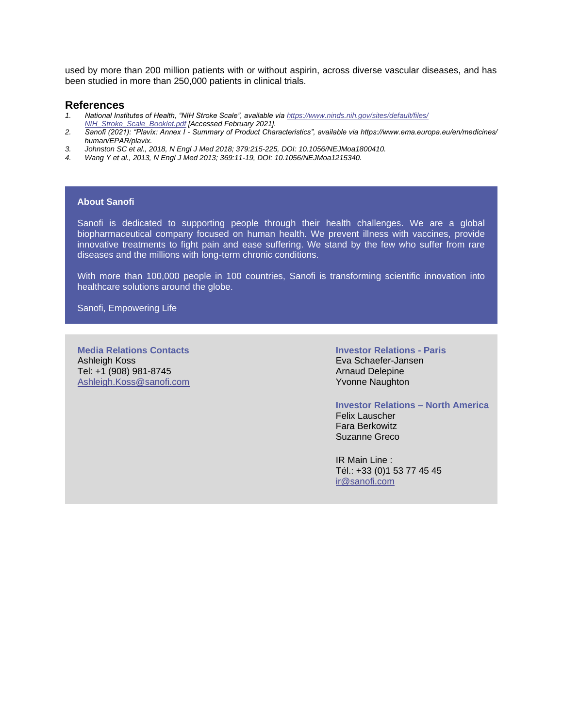used by more than 200 million patients with or without aspirin, across diverse vascular diseases, and has been studied in more than 250,000 patients in clinical trials.

## References

1. *National Institutes of Health, "NIH Stroke Scale", available via [https://www.ninds.nih.gov/sites/default/files/NIH_Stroke_Scale_Booklet.pdf](https://www.ninds.nih.gov/sites/default/files/NIH_Stroke_Scale_Booklet.pdf) [Accessed February 2021].*
2. *Sanofi (2021): "Plavix: Annex I - Summary of Product Characteristics", available via https://www.ema.europa.eu/en/medicines/human/EPAR/plavix.*
3. *Johnston SC et al., 2018, N Engl J Med 2018; 379:215-225, DOI: 10.1056/NEJMoa1800410.*
4. *Wang Y et al., 2013, N Engl J Med 2013; 369:11-19, DOI: 10.1056/NEJMoa1215340.*

**About Sanofi**

Sanofi is dedicated to supporting people through their health challenges. We are a global biopharmaceutical company focused on human health. We prevent illness with vaccines, provide innovative treatments to fight pain and ease suffering. We stand by the few who suffer from rare diseases and the millions with long-term chronic conditions.

With more than 100,000 people in 100 countries, Sanofi is transforming scientific innovation into healthcare solutions around the globe.

Sanofi, Empowering Life

**Media Relations Contacts**
Ashleigh Koss
Tel: +1 (908) 981-8745
[Ashleigh.Koss@sanofi.com](mailto:Ashleigh.Koss@sanofi.com)

**Investor Relations - Paris**
Eva Schaefer-Jansen
Arnaud Delepine
Yvonne Naughton

**Investor Relations – North America**
Felix Lauscher
Fara Berkowitz
Suzanne Greco

IR Main Line :
Tél.: +33 (0)1 53 77 45 45
[ir@sanofi.com](mailto:ir@sanofi.com)